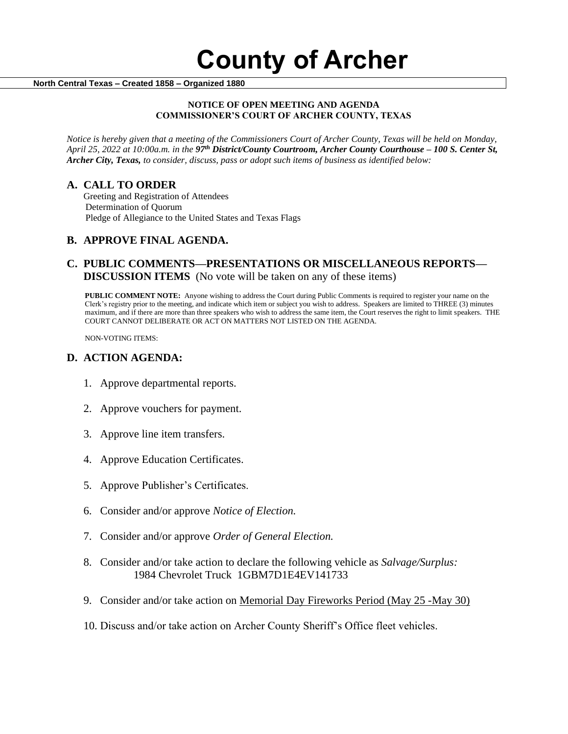# County of Archer

**North Central Texas – Created 1858 – Organized 1880**

**NOTICE OF OPEN MEETING AND AGENDA**
**COMMISSIONER'S COURT OF ARCHER COUNTY, TEXAS**

*Notice is hereby given that a meeting of the Commissioners Court of Archer County, Texas will be held on Monday, April 25, 2022 at 10:00a.m. in the* ***97th District/County Courtroom, Archer County Courthouse – 100 S. Center St, Archer City, Texas,*** *to consider, discuss, pass or adopt such items of business as identified below:*

## A. CALL TO ORDER

Greeting and Registration of Attendees
Determination of Quorum
Pledge of Allegiance to the United States and Texas Flags

## B. APPROVE FINAL AGENDA.

## C. PUBLIC COMMENTS—PRESENTATIONS OR MISCELLANEOUS REPORTS—DISCUSSION ITEMS (No vote will be taken on any of these items)

**PUBLIC COMMENT NOTE:** Anyone wishing to address the Court during Public Comments is required to register your name on the Clerk's registry prior to the meeting, and indicate which item or subject you wish to address. Speakers are limited to THREE (3) minutes maximum, and if there are more than three speakers who wish to address the same item, the Court reserves the right to limit speakers. THE COURT CANNOT DELIBERATE OR ACT ON MATTERS NOT LISTED ON THE AGENDA.

NON-VOTING ITEMS:

## D. ACTION AGENDA:

1. Approve departmental reports.
2. Approve vouchers for payment.
3. Approve line item transfers.
4. Approve Education Certificates.
5. Approve Publisher's Certificates.
6. Consider and/or approve *Notice of Election.*
7. Consider and/or approve *Order of General Election.*
8. Consider and/or take action to declare the following vehicle as *Salvage/Surplus:*
   1984 Chevrolet Truck 1GBM7D1E4EV141733
9. Consider and/or take action on Memorial Day Fireworks Period (May 25 -May 30)
10. Discuss and/or take action on Archer County Sheriff's Office fleet vehicles.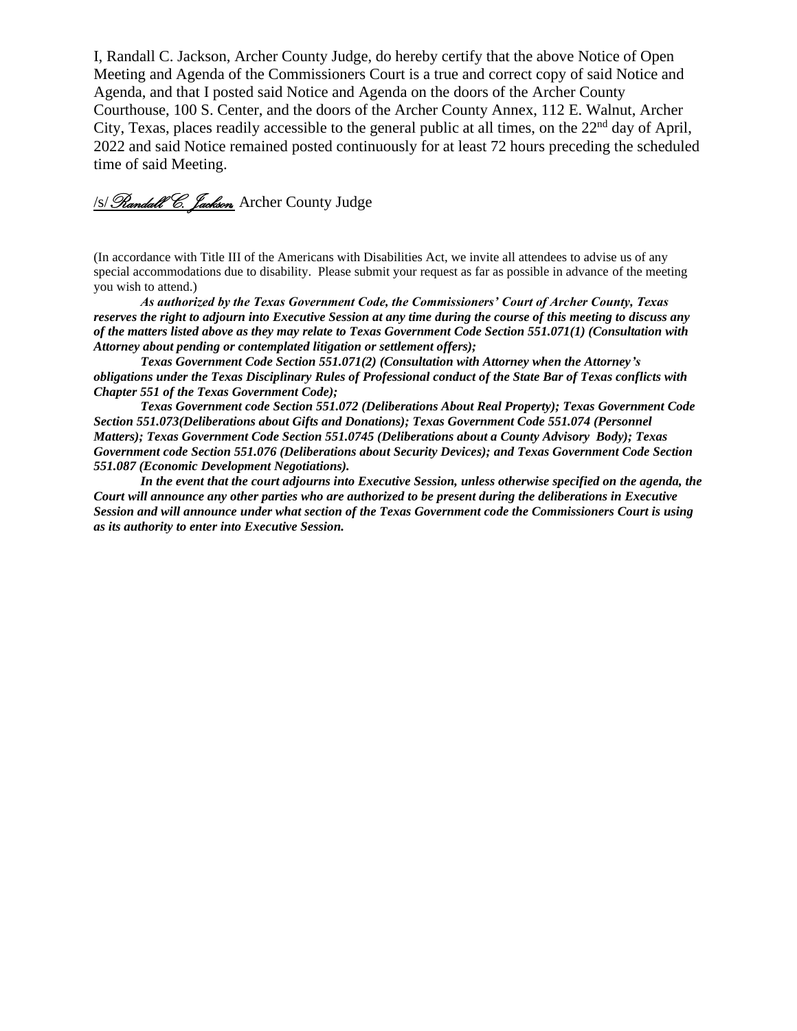I, Randall C. Jackson, Archer County Judge, do hereby certify that the above Notice of Open Meeting and Agenda of the Commissioners Court is a true and correct copy of said Notice and Agenda, and that I posted said Notice and Agenda on the doors of the Archer County Courthouse, 100 S. Center, and the doors of the Archer County Annex, 112 E. Walnut, Archer City, Texas, places readily accessible to the general public at all times, on the 22nd day of April, 2022 and said Notice remained posted continuously for at least 72 hours preceding the scheduled time of said Meeting.

/s/ *Randall C. Jackson* Archer County Judge

(In accordance with Title III of the Americans with Disabilities Act, we invite all attendees to advise us of any special accommodations due to disability. Please submit your request as far as possible in advance of the meeting you wish to attend.)

***As authorized by the Texas Government Code, the Commissioners' Court of Archer County, Texas reserves the right to adjourn into Executive Session at any time during the course of this meeting to discuss any of the matters listed above as they may relate to Texas Government Code Section 551.071(1) (Consultation with Attorney about pending or contemplated litigation or settlement offers);***

***Texas Government Code Section 551.071(2) (Consultation with Attorney when the Attorney's obligations under the Texas Disciplinary Rules of Professional conduct of the State Bar of Texas conflicts with Chapter 551 of the Texas Government Code);***

***Texas Government code Section 551.072 (Deliberations About Real Property); Texas Government Code Section 551.073(Deliberations about Gifts and Donations); Texas Government Code 551.074 (Personnel Matters); Texas Government Code Section 551.0745 (Deliberations about a County Advisory Body); Texas Government code Section 551.076 (Deliberations about Security Devices); and Texas Government Code Section 551.087 (Economic Development Negotiations).***

***In the event that the court adjourns into Executive Session, unless otherwise specified on the agenda, the Court will announce any other parties who are authorized to be present during the deliberations in Executive Session and will announce under what section of the Texas Government code the Commissioners Court is using as its authority to enter into Executive Session.***